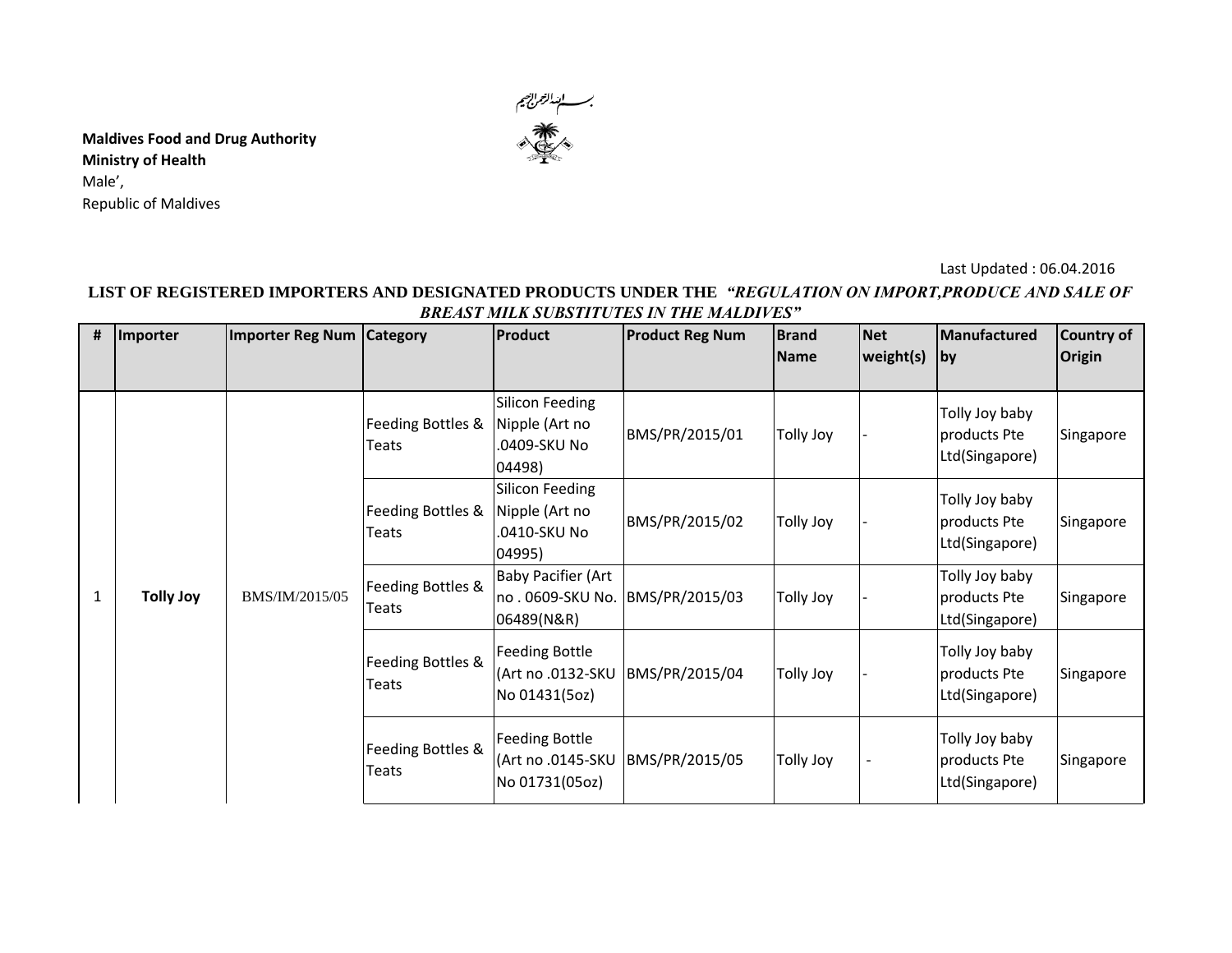بسم الله الرحمن الرحيم

**Maldives Food and Drug Authority**
**Ministry of Health**
Male',
Republic of Maldives

Last Updated : 06.04.2016

**LIST OF REGISTERED IMPORTERS AND DESIGNATED PRODUCTS UNDER THE *"REGULATION ON IMPORT,PRODUCE AND SALE OF BREAST MILK SUBSTITUTES IN THE MALDIVES"***

| # | Importer | Importer Reg Num | Category | Product | Product Reg Num | Brand Name | Net weight(s) | Manufactured by | Country of Origin |
|---|---|---|---|---|---|---|---|---|---|
| 1 | **Tolly Joy** | BMS/IM/2015/05 | Feeding Bottles & Teats | Silicon Feeding Nipple (Art no .0409-SKU No 04498) | BMS/PR/2015/01 | Tolly Joy | - | Tolly Joy baby products Pte Ltd(Singapore) | Singapore |
| | | | Feeding Bottles & Teats | Silicon Feeding Nipple (Art no .0410-SKU No 04995) | BMS/PR/2015/02 | Tolly Joy | - | Tolly Joy baby products Pte Ltd(Singapore) | Singapore |
| | | | Feeding Bottles & Teats | Baby Pacifier (Art no . 0609-SKU No. 06489(N&R) | BMS/PR/2015/03 | Tolly Joy | - | Tolly Joy baby products Pte Ltd(Singapore) | Singapore |
| | | | Feeding Bottles & Teats | Feeding Bottle (Art no .0132-SKU No 01431(5oz) | BMS/PR/2015/04 | Tolly Joy | - | Tolly Joy baby products Pte Ltd(Singapore) | Singapore |
| | | | Feeding Bottles & Teats | Feeding Bottle (Art no .0145-SKU No 01731(05oz) | BMS/PR/2015/05 | Tolly Joy | - | Tolly Joy baby products Pte Ltd(Singapore) | Singapore |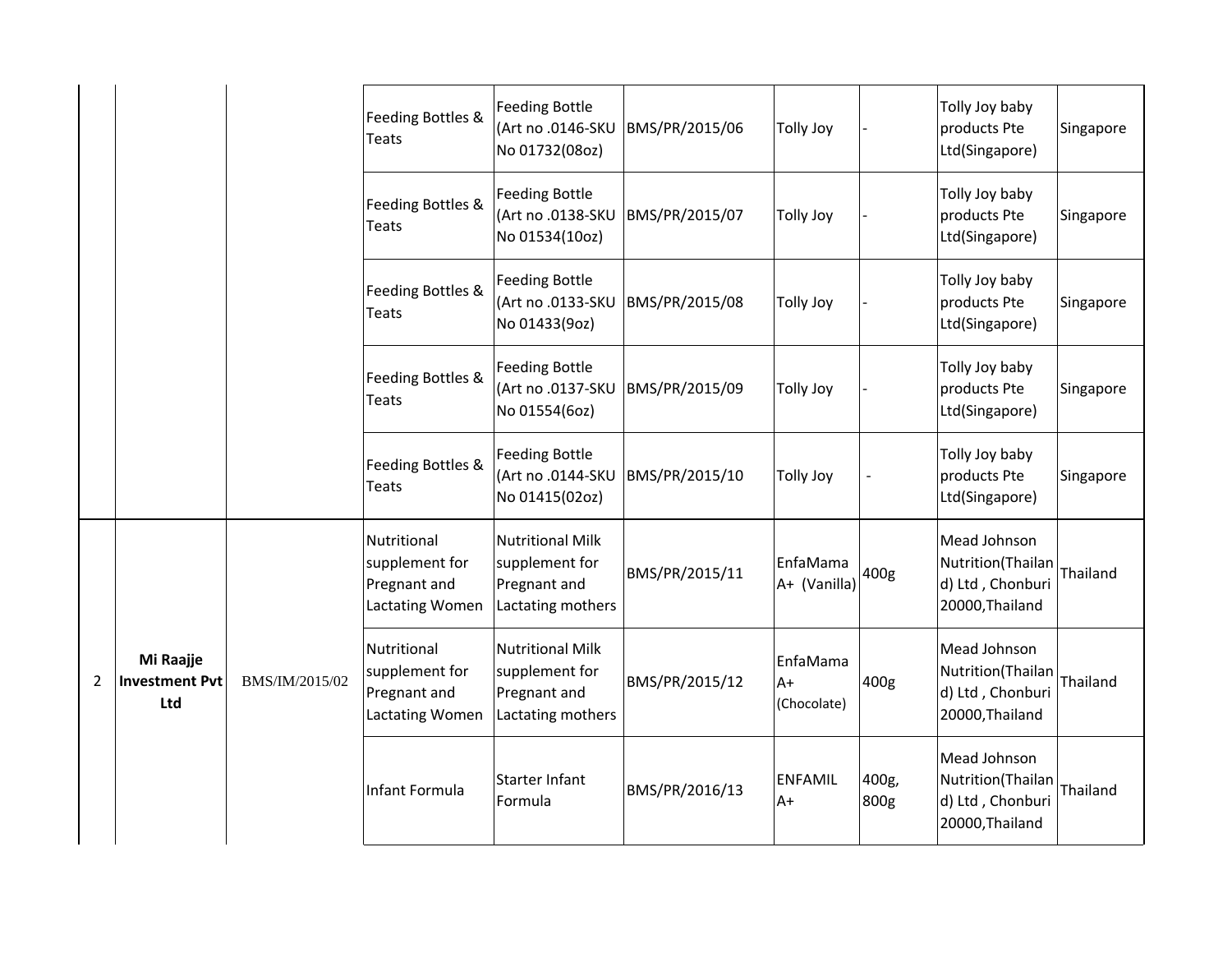| | | | | | | | | | |
|---|---|---|---|---|---|---|---|---|---|
| | | | Feeding Bottles & Teats | Feeding Bottle (Art no .0146-SKU No 01732(08oz) | BMS/PR/2015/06 | Tolly Joy | - | Tolly Joy baby products Pte Ltd(Singapore) | Singapore |
| | | | Feeding Bottles & Teats | Feeding Bottle (Art no .0138-SKU No 01534(10oz) | BMS/PR/2015/07 | Tolly Joy | - | Tolly Joy baby products Pte Ltd(Singapore) | Singapore |
| | | | Feeding Bottles & Teats | Feeding Bottle (Art no .0133-SKU No 01433(9oz) | BMS/PR/2015/08 | Tolly Joy | - | Tolly Joy baby products Pte Ltd(Singapore) | Singapore |
| | | | Feeding Bottles & Teats | Feeding Bottle (Art no .0137-SKU No 01554(6oz) | BMS/PR/2015/09 | Tolly Joy | - | Tolly Joy baby products Pte Ltd(Singapore) | Singapore |
| | | | Feeding Bottles & Teats | Feeding Bottle (Art no .0144-SKU No 01415(02oz) | BMS/PR/2015/10 | Tolly Joy | - | Tolly Joy baby products Pte Ltd(Singapore) | Singapore |
| 2 | **Mi Raajje Investment Pvt Ltd** | BMS/IM/2015/02 | Nutritional supplement for Pregnant and Lactating Women | Nutritional Milk supplement for Pregnant and Lactating mothers | BMS/PR/2015/11 | EnfaMama A+ (Vanilla) | 400g | Mead Johnson Nutrition(Thailand) Ltd , Chonburi 20000,Thailand | Thailand |
| | | | Nutritional supplement for Pregnant and Lactating Women | Nutritional Milk supplement for Pregnant and Lactating mothers | BMS/PR/2015/12 | EnfaMama A+ (Chocolate) | 400g | Mead Johnson Nutrition(Thailand) Ltd , Chonburi 20000,Thailand | Thailand |
| | | | Infant Formula | Starter Infant Formula | BMS/PR/2016/13 | ENFAMIL A+ | 400g, 800g | Mead Johnson Nutrition(Thailand) Ltd , Chonburi 20000,Thailand | Thailand |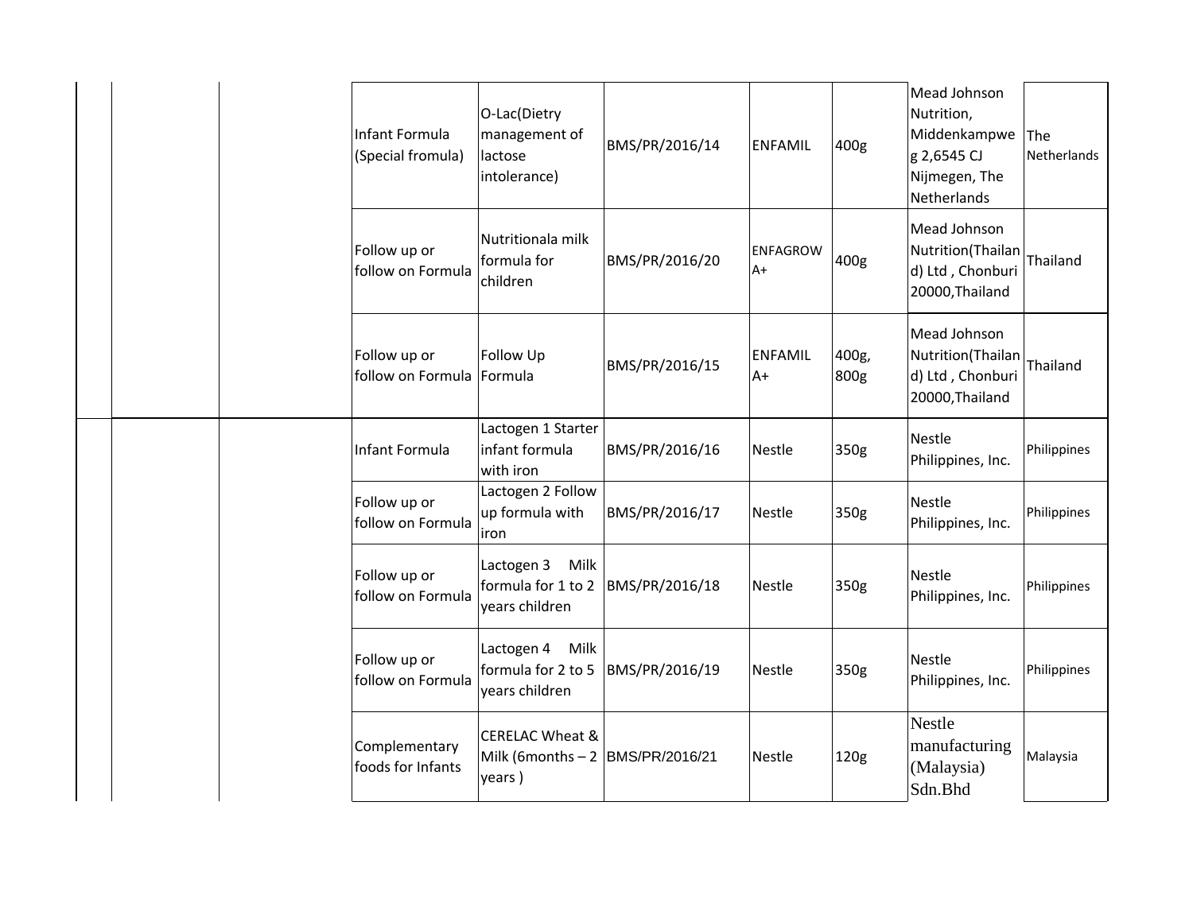| | | | | | | | | | |
|---|---|---|---|---|---|---|---|---|---|
| | | | Infant Formula (Special fromula) | O-Lac(Dietry management of lactose intolerance) | BMS/PR/2016/14 | ENFAMIL | 400g | Mead Johnson Nutrition, Middenkampweg 2,6545 CJ Nijmegen, The Netherlands | The Netherlands |
| | | | Follow up or follow on Formula | Nutritionala milk formula for children | BMS/PR/2016/20 | ENFAGROW A+ | 400g | Mead Johnson Nutrition(Thailand) Ltd , Chonburi 20000,Thailand | Thailand |
| | | | Follow up or follow on Formula | Follow Up Formula | BMS/PR/2016/15 | ENFAMIL A+ | 400g, 800g | Mead Johnson Nutrition(Thailand) Ltd , Chonburi 20000,Thailand | Thailand |
| | | | Infant Formula | Lactogen 1 Starter infant formula with iron | BMS/PR/2016/16 | Nestle | 350g | Nestle Philippines, Inc. | Philippines |
| | | | Follow up or follow on Formula | Lactogen 2 Follow up formula with iron | BMS/PR/2016/17 | Nestle | 350g | Nestle Philippines, Inc. | Philippines |
| | | | Follow up or follow on Formula | Lactogen 3 Milk formula for 1 to 2 years children | BMS/PR/2016/18 | Nestle | 350g | Nestle Philippines, Inc. | Philippines |
| | | | Follow up or follow on Formula | Lactogen 4 Milk formula for 2 to 5 years children | BMS/PR/2016/19 | Nestle | 350g | Nestle Philippines, Inc. | Philippines |
| | | | Complementary foods for Infants | CERELAC Wheat & Milk (6months – 2 years ) | BMS/PR/2016/21 | Nestle | 120g | Nestle manufacturing (Malaysia) Sdn.Bhd | Malaysia |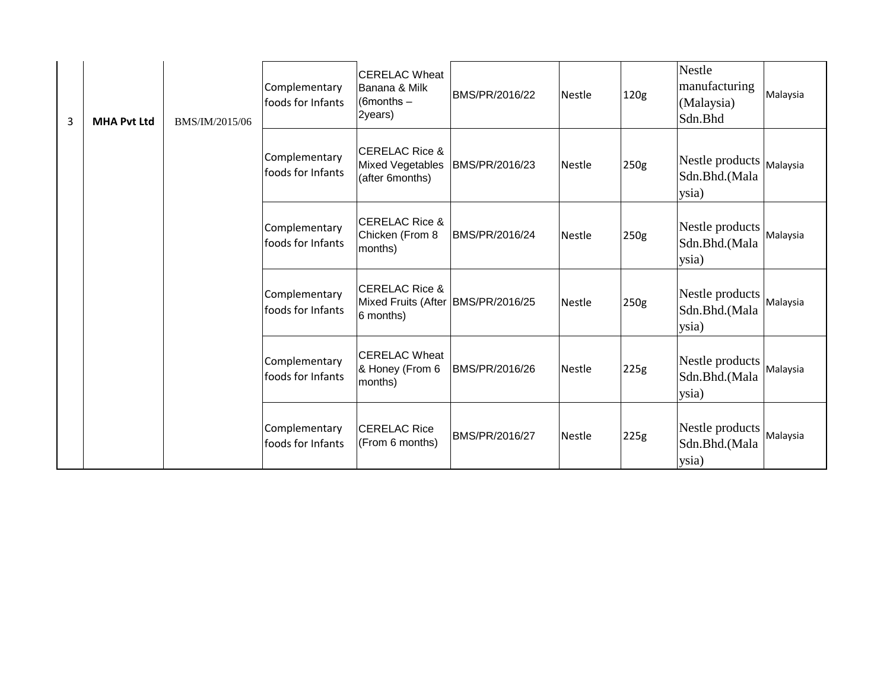| | | | | | | | | | |
|---|---|---|---|---|---|---|---|---|---|
| 3 | **MHA Pvt Ltd** | BMS/IM/2015/06 | Complementary foods for Infants | CERELAC Wheat Banana & Milk (6months – 2years) | BMS/PR/2016/22 | Nestle | 120g | Nestle manufacturing (Malaysia) Sdn.Bhd | Malaysia |
| | | | Complementary foods for Infants | CERELAC Rice & Mixed Vegetables (after 6months) | BMS/PR/2016/23 | Nestle | 250g | Nestle products Sdn.Bhd.(Malaysia) | Malaysia |
| | | | Complementary foods for Infants | CERELAC Rice & Chicken (From 8 months) | BMS/PR/2016/24 | Nestle | 250g | Nestle products Sdn.Bhd.(Malaysia) | Malaysia |
| | | | Complementary foods for Infants | CERELAC Rice & Mixed Fruits (After 6 months) | BMS/PR/2016/25 | Nestle | 250g | Nestle products Sdn.Bhd.(Malaysia) | Malaysia |
| | | | Complementary foods for Infants | CERELAC Wheat & Honey (From 6 months) | BMS/PR/2016/26 | Nestle | 225g | Nestle products Sdn.Bhd.(Malaysia) | Malaysia |
| | | | Complementary foods for Infants | CERELAC Rice (From 6 months) | BMS/PR/2016/27 | Nestle | 225g | Nestle products Sdn.Bhd.(Malaysia) | Malaysia |